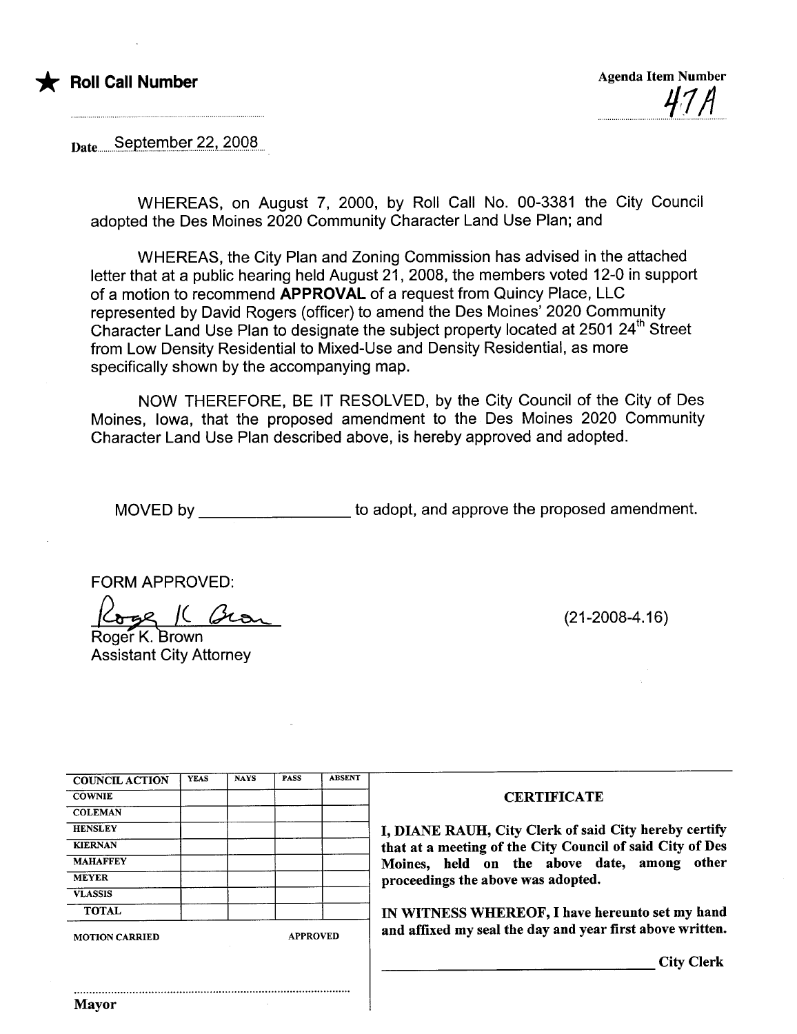★ **Roll Call Number**

Agenda Item Number
47A

Date September 22, 2008

WHEREAS, on August 7, 2000, by Roll Call No. 00-3381 the City Council adopted the Des Moines 2020 Community Character Land Use Plan; and

WHEREAS, the City Plan and Zoning Commission has advised in the attached letter that at a public hearing held August 21, 2008, the members voted 12-0 in support of a motion to recommend **APPROVAL** of a request from Quincy Place, LLC represented by David Rogers (officer) to amend the Des Moines' 2020 Community Character Land Use Plan to designate the subject property located at 2501 24th Street from Low Density Residential to Mixed-Use and Density Residential, as more specifically shown by the accompanying map.

NOW THEREFORE, BE IT RESOLVED, by the City Council of the City of Des Moines, Iowa, that the proposed amendment to the Des Moines 2020 Community Character Land Use Plan described above, is hereby approved and adopted.

MOVED by _________________ to adopt, and approve the proposed amendment.

FORM APPROVED:

Roger K. Brown
Assistant City Attorney

(21-2008-4.16)

| COUNCIL ACTION | YEAS | NAYS | PASS | ABSENT |
|---|---|---|---|---|
| COWNIE | | | | |
| COLEMAN | | | | |
| HENSLEY | | | | |
| KIERNAN | | | | |
| MAHAFFEY | | | | |
| MEYER | | | | |
| VLASSIS | | | | |
| TOTAL | | | | |

MOTION CARRIED APPROVED

Mayor

**CERTIFICATE**

**I, DIANE RAUH, City Clerk of said City hereby certify that at a meeting of the City Council of said City of Des Moines, held on the above date, among other proceedings the above was adopted.**

**IN WITNESS WHEREOF, I have hereunto set my hand and affixed my seal the day and year first above written.**

_________________________ **City Clerk**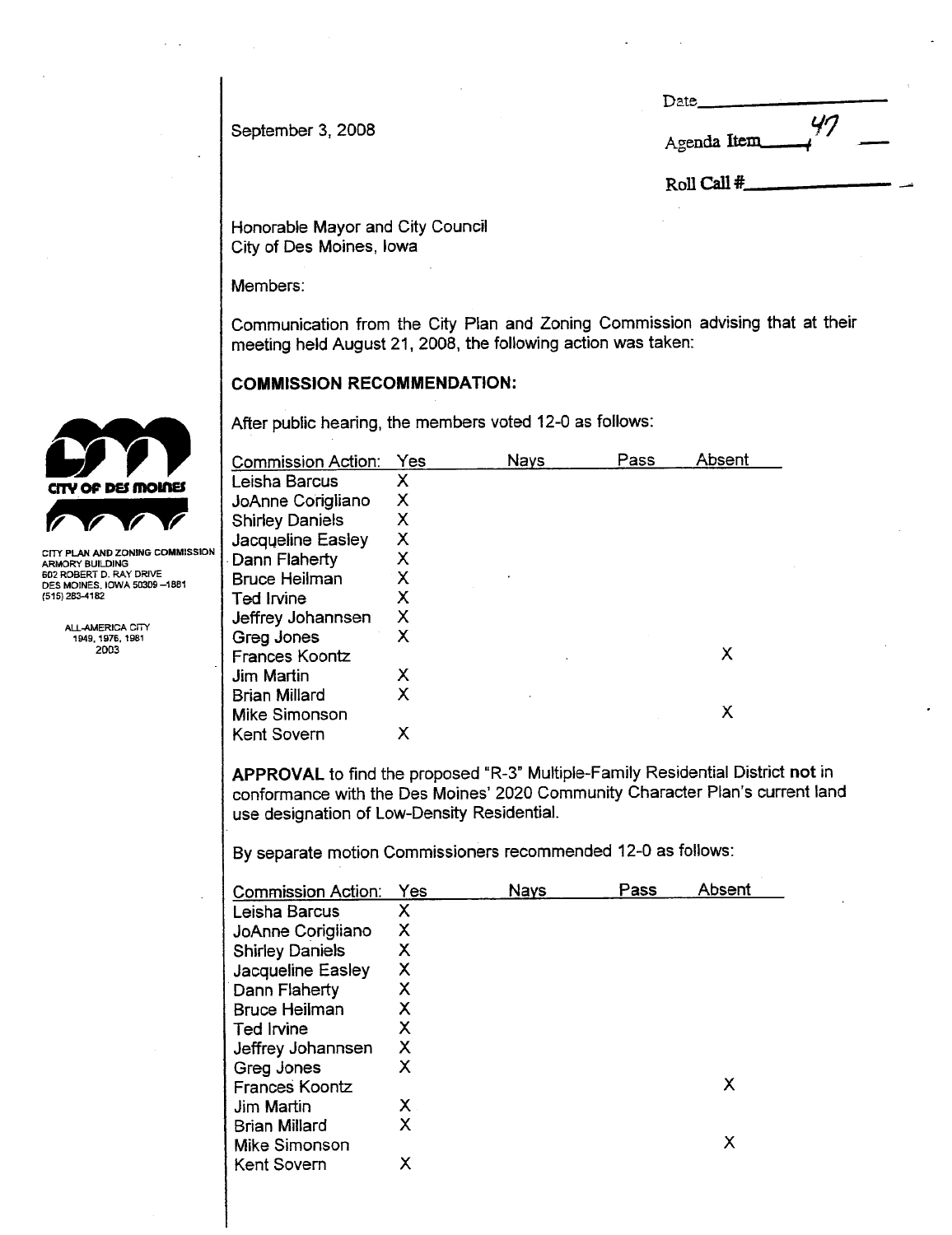September 3, 2008

Date\_\_\_\_\_\_\_\_\_\_

Agenda Item 47

Roll Call #\_\_\_\_\_\_\_\_\_\_

CITY OF DES MOINES

CITY PLAN AND ZONING COMMISSION
ARMORY BUILDING
602 ROBERT D. RAY DRIVE
DES MOINES, IOWA 50309-1881
(515) 283-4182

ALL-AMERICA CITY
1949, 1976, 1981
2003

Honorable Mayor and City Council
City of Des Moines, Iowa

Members:

Communication from the City Plan and Zoning Commission advising that at their meeting held August 21, 2008, the following action was taken:

**COMMISSION RECOMMENDATION:**

After public hearing, the members voted 12-0 as follows:

| Commission Action: | Yes | Nays | Pass | Absent |
|---|---|---|---|---|
| Leisha Barcus | X | | | |
| JoAnne Corigliano | X | | | |
| Shirley Daniels | X | | | |
| Jacqueline Easley | X | | | |
| Dann Flaherty | X | | | |
| Bruce Heilman | X | | | |
| Ted Irvine | X | | | |
| Jeffrey Johannsen | X | | | |
| Greg Jones | X | | | |
| Frances Koontz | | | | X |
| Jim Martin | X | | | |
| Brian Millard | X | | | |
| Mike Simonson | | | | X |
| Kent Sovern | X | | | |

**APPROVAL** to find the proposed "R-3" Multiple-Family Residential District **not** in conformance with the Des Moines' 2020 Community Character Plan's current land use designation of Low-Density Residential.

By separate motion Commissioners recommended 12-0 as follows:

| Commission Action: | Yes | Nays | Pass | Absent |
|---|---|---|---|---|
| Leisha Barcus | X | | | |
| JoAnne Corigliano | X | | | |
| Shirley Daniels | X | | | |
| Jacqueline Easley | X | | | |
| Dann Flaherty | X | | | |
| Bruce Heilman | X | | | |
| Ted Irvine | X | | | |
| Jeffrey Johannsen | X | | | |
| Greg Jones | X | | | |
| Frances Koontz | | | | X |
| Jim Martin | X | | | |
| Brian Millard | X | | | |
| Mike Simonson | | | | X |
| Kent Sovern | X | | | |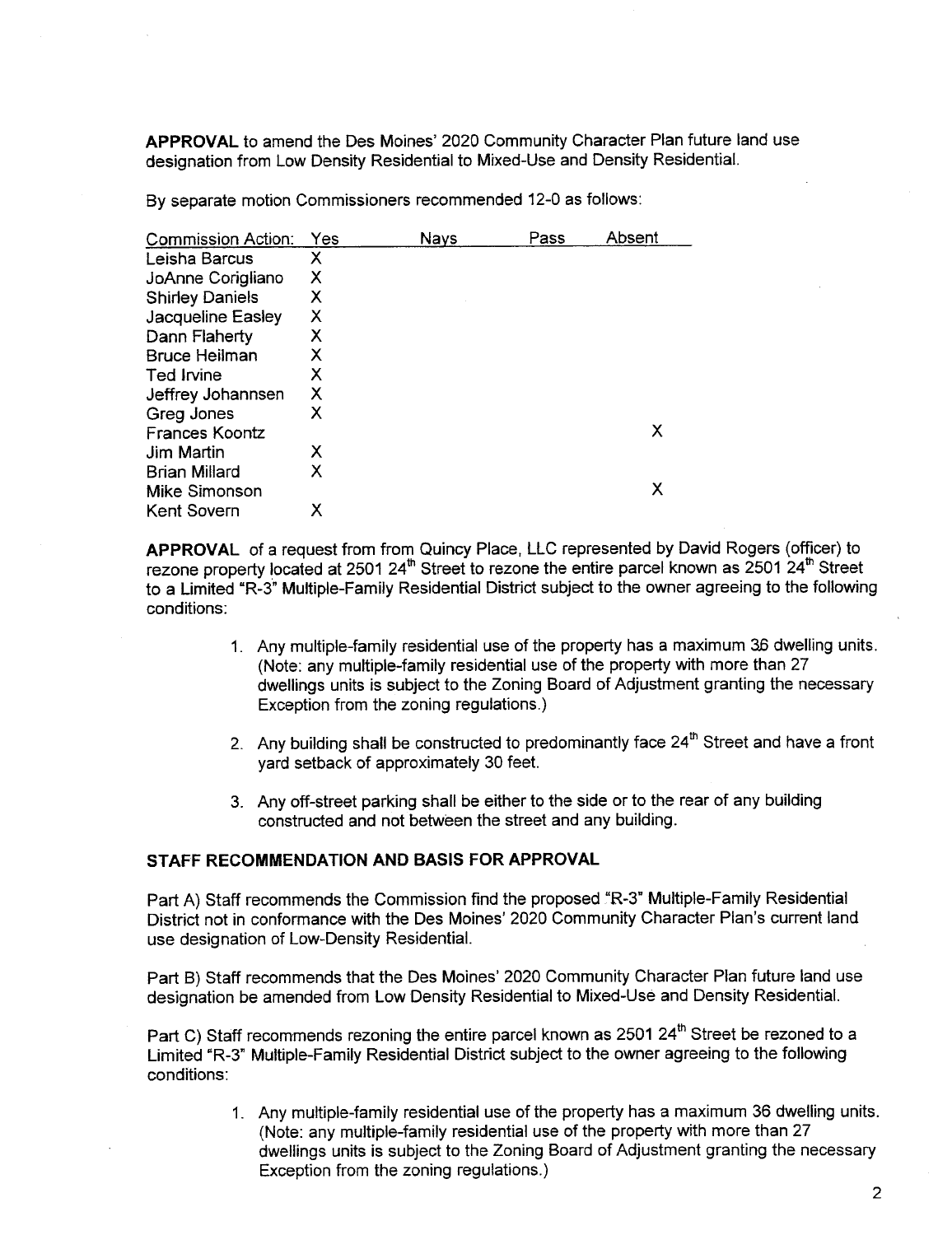**APPROVAL** to amend the Des Moines' 2020 Community Character Plan future land use designation from Low Density Residential to Mixed-Use and Density Residential.

By separate motion Commissioners recommended 12-0 as follows:

| Commission Action: | Yes | Nays | Pass | Absent |
|---|---|---|---|---|
| Leisha Barcus | X | | | |
| JoAnne Corigliano | X | | | |
| Shirley Daniels | X | | | |
| Jacqueline Easley | X | | | |
| Dann Flaherty | X | | | |
| Bruce Heilman | X | | | |
| Ted Irvine | X | | | |
| Jeffrey Johannsen | X | | | |
| Greg Jones | X | | | |
| Frances Koontz | | | | X |
| Jim Martin | X | | | |
| Brian Millard | X | | | |
| Mike Simonson | | | | X |
| Kent Sovern | X | | | |

**APPROVAL** of a request from from Quincy Place, LLC represented by David Rogers (officer) to rezone property located at 2501 24th Street to rezone the entire parcel known as 2501 24th Street to a Limited "R-3" Multiple-Family Residential District subject to the owner agreeing to the following conditions:

1. Any multiple-family residential use of the property has a maximum 36 dwelling units. (Note: any multiple-family residential use of the property with more than 27 dwellings units is subject to the Zoning Board of Adjustment granting the necessary Exception from the zoning regulations.)

2. Any building shall be constructed to predominantly face 24th Street and have a front yard setback of approximately 30 feet.

3. Any off-street parking shall be either to the side or to the rear of any building constructed and not between the street and any building.

## STAFF RECOMMENDATION AND BASIS FOR APPROVAL

Part A) Staff recommends the Commission find the proposed "R-3" Multiple-Family Residential District not in conformance with the Des Moines' 2020 Community Character Plan's current land use designation of Low-Density Residential.

Part B) Staff recommends that the Des Moines' 2020 Community Character Plan future land use designation be amended from Low Density Residential to Mixed-Use and Density Residential.

Part C) Staff recommends rezoning the entire parcel known as 2501 24th Street be rezoned to a Limited "R-3" Multiple-Family Residential District subject to the owner agreeing to the following conditions:

1. Any multiple-family residential use of the property has a maximum 36 dwelling units. (Note: any multiple-family residential use of the property with more than 27 dwellings units is subject to the Zoning Board of Adjustment granting the necessary Exception from the zoning regulations.)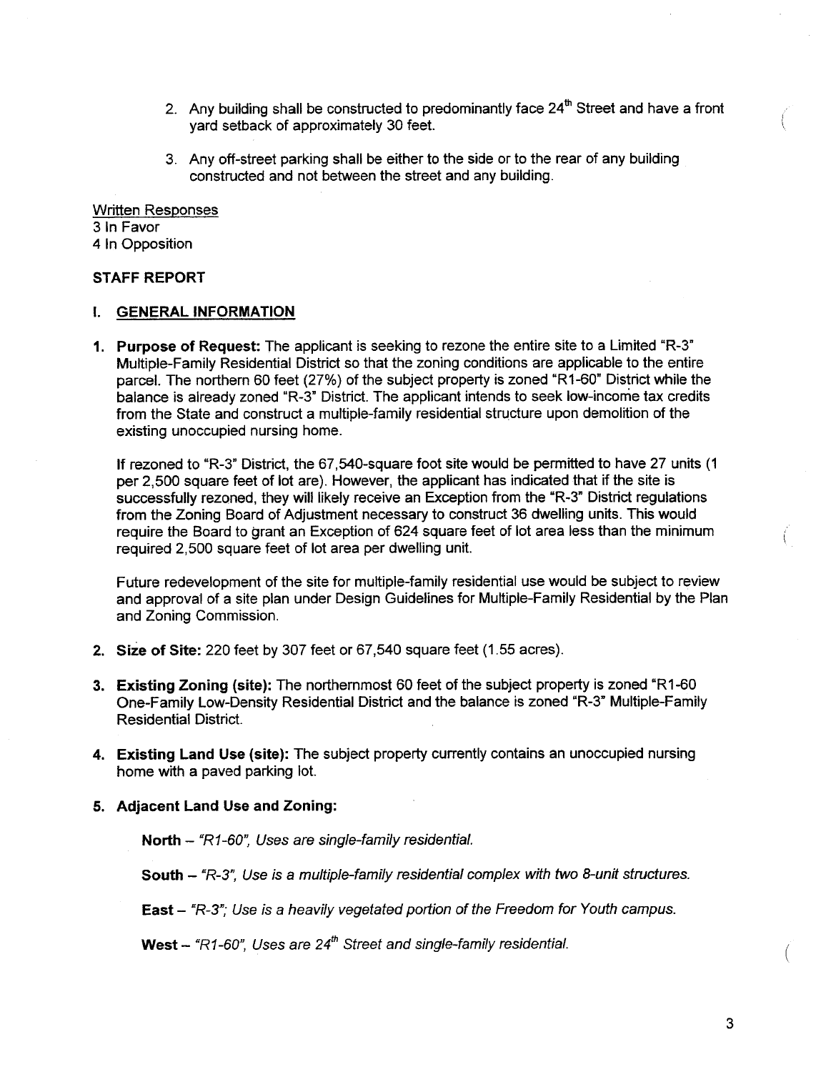2. Any building shall be constructed to predominantly face 24th Street and have a front yard setback of approximately 30 feet.

3. Any off-street parking shall be either to the side or to the rear of any building constructed and not between the street and any building.

Written Responses
3 In Favor
4 In Opposition

**STAFF REPORT**

**I. GENERAL INFORMATION**

1. **Purpose of Request:** The applicant is seeking to rezone the entire site to a Limited "R-3" Multiple-Family Residential District so that the zoning conditions are applicable to the entire parcel. The northern 60 feet (27%) of the subject property is zoned "R1-60" District while the balance is already zoned "R-3" District. The applicant intends to seek low-income tax credits from the State and construct a multiple-family residential structure upon demolition of the existing unoccupied nursing home.

   If rezoned to "R-3" District, the 67,540-square foot site would be permitted to have 27 units (1 per 2,500 square feet of lot are). However, the applicant has indicated that if the site is successfully rezoned, they will likely receive an Exception from the "R-3" District regulations from the Zoning Board of Adjustment necessary to construct 36 dwelling units. This would require the Board to grant an Exception of 624 square feet of lot area less than the minimum required 2,500 square feet of lot area per dwelling unit.

   Future redevelopment of the site for multiple-family residential use would be subject to review and approval of a site plan under Design Guidelines for Multiple-Family Residential by the Plan and Zoning Commission.

2. **Size of Site:** 220 feet by 307 feet or 67,540 square feet (1.55 acres).

3. **Existing Zoning (site):** The northernmost 60 feet of the subject property is zoned "R1-60 One-Family Low-Density Residential District and the balance is zoned "R-3" Multiple-Family Residential District.

4. **Existing Land Use (site):** The subject property currently contains an unoccupied nursing home with a paved parking lot.

5. **Adjacent Land Use and Zoning:**

   **North** – *"R1-60", Uses are single-family residential.*

   **South** – *"R-3", Use is a multiple-family residential complex with two 8-unit structures.*

   **East** – *"R-3"; Use is a heavily vegetated portion of the Freedom for Youth campus.*

   **West** – *"R1-60", Uses are 24th Street and single-family residential.*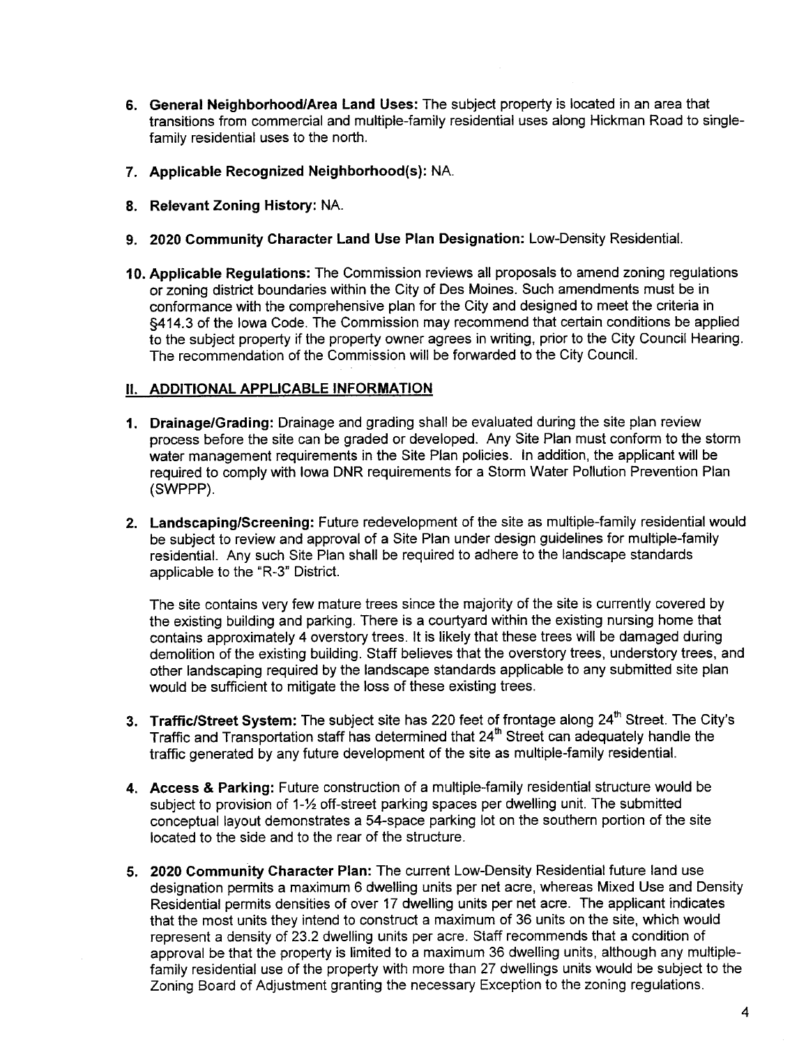6. **General Neighborhood/Area Land Uses:** The subject property is located in an area that transitions from commercial and multiple-family residential uses along Hickman Road to single-family residential uses to the north.

7. **Applicable Recognized Neighborhood(s):** NA.

8. **Relevant Zoning History:** NA.

9. **2020 Community Character Land Use Plan Designation:** Low-Density Residential.

10. **Applicable Regulations:** The Commission reviews all proposals to amend zoning regulations or zoning district boundaries within the City of Des Moines. Such amendments must be in conformance with the comprehensive plan for the City and designed to meet the criteria in §414.3 of the Iowa Code. The Commission may recommend that certain conditions be applied to the subject property if the property owner agrees in writing, prior to the City Council Hearing. The recommendation of the Commission will be forwarded to the City Council.

## II. ADDITIONAL APPLICABLE INFORMATION

1. **Drainage/Grading:** Drainage and grading shall be evaluated during the site plan review process before the site can be graded or developed. Any Site Plan must conform to the storm water management requirements in the Site Plan policies. In addition, the applicant will be required to comply with Iowa DNR requirements for a Storm Water Pollution Prevention Plan (SWPPP).

2. **Landscaping/Screening:** Future redevelopment of the site as multiple-family residential would be subject to review and approval of a Site Plan under design guidelines for multiple-family residential. Any such Site Plan shall be required to adhere to the landscape standards applicable to the "R-3" District.

   The site contains very few mature trees since the majority of the site is currently covered by the existing building and parking. There is a courtyard within the existing nursing home that contains approximately 4 overstory trees. It is likely that these trees will be damaged during demolition of the existing building. Staff believes that the overstory trees, understory trees, and other landscaping required by the landscape standards applicable to any submitted site plan would be sufficient to mitigate the loss of these existing trees.

3. **Traffic/Street System:** The subject site has 220 feet of frontage along 24th Street. The City's Traffic and Transportation staff has determined that 24th Street can adequately handle the traffic generated by any future development of the site as multiple-family residential.

4. **Access & Parking:** Future construction of a multiple-family residential structure would be subject to provision of 1-½ off-street parking spaces per dwelling unit. The submitted conceptual layout demonstrates a 54-space parking lot on the southern portion of the site located to the side and to the rear of the structure.

5. **2020 Community Character Plan:** The current Low-Density Residential future land use designation permits a maximum 6 dwelling units per net acre, whereas Mixed Use and Density Residential permits densities of over 17 dwelling units per net acre. The applicant indicates that the most units they intend to construct a maximum of 36 units on the site, which would represent a density of 23.2 dwelling units per acre. Staff recommends that a condition of approval be that the property is limited to a maximum 36 dwelling units, although any multiple-family residential use of the property with more than 27 dwellings units would be subject to the Zoning Board of Adjustment granting the necessary Exception to the zoning regulations.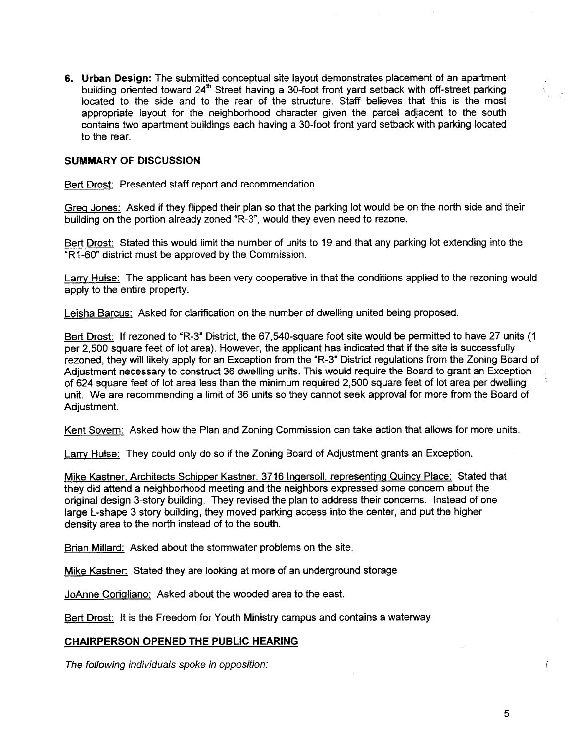6. **Urban Design:** The submitted conceptual site layout demonstrates placement of an apartment building oriented toward 24th Street having a 30-foot front yard setback with off-street parking located to the side and to the rear of the structure. Staff believes that this is the most appropriate layout for the neighborhood character given the parcel adjacent to the south contains two apartment buildings each having a 30-foot front yard setback with parking located to the rear.

**SUMMARY OF DISCUSSION**

Bert Drost: Presented staff report and recommendation.

Greg Jones: Asked if they flipped their plan so that the parking lot would be on the north side and their building on the portion already zoned "R-3", would they even need to rezone.

Bert Drost: Stated this would limit the number of units to 19 and that any parking lot extending into the "R1-60" district must be approved by the Commission.

Larry Hulse: The applicant has been very cooperative in that the conditions applied to the rezoning would apply to the entire property.

Leisha Barcus: Asked for clarification on the number of dwelling united being proposed.

Bert Drost: If rezoned to "R-3" District, the 67,540-square foot site would be permitted to have 27 units (1 per 2,500 square feet of lot area). However, the applicant has indicated that if the site is successfully rezoned, they will likely apply for an Exception from the "R-3" District regulations from the Zoning Board of Adjustment necessary to construct 36 dwelling units. This would require the Board to grant an Exception of 624 square feet of lot area less than the minimum required 2,500 square feet of lot area per dwelling unit. We are recommending a limit of 36 units so they cannot seek approval for more from the Board of Adjustment.

Kent Sovern: Asked how the Plan and Zoning Commission can take action that allows for more units.

Larry Hulse: They could only do so if the Zoning Board of Adjustment grants an Exception.

Mike Kastner, Architects Schipper Kastner, 3716 Ingersoll, representing Quincy Place: Stated that they did attend a neighborhood meeting and the neighbors expressed some concern about the original design 3-story building. They revised the plan to address their concerns. Instead of one large L-shape 3 story building, they moved parking access into the center, and put the higher density area to the north instead of to the south.

Brian Millard: Asked about the stormwater problems on the site.

Mike Kastner: Stated they are looking at more of an underground storage

JoAnne Corigliano: Asked about the wooded area to the east.

Bert Drost: It is the Freedom for Youth Ministry campus and contains a waterway

**CHAIRPERSON OPENED THE PUBLIC HEARING**

*The following individuals spoke in opposition:*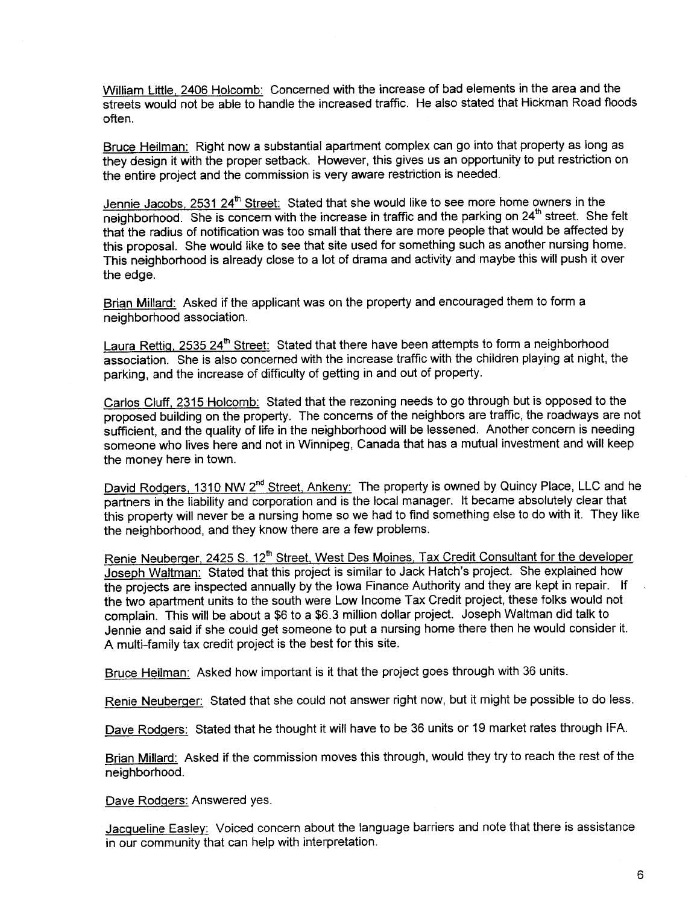William Little, 2406 Holcomb: Concerned with the increase of bad elements in the area and the streets would not be able to handle the increased traffic. He also stated that Hickman Road floods often.

Bruce Heilman: Right now a substantial apartment complex can go into that property as long as they design it with the proper setback. However, this gives us an opportunity to put restriction on the entire project and the commission is very aware restriction is needed.

Jennie Jacobs, 2531 24th Street: Stated that she would like to see more home owners in the neighborhood. She is concern with the increase in traffic and the parking on 24th street. She felt that the radius of notification was too small that there are more people that would be affected by this proposal. She would like to see that site used for something such as another nursing home. This neighborhood is already close to a lot of drama and activity and maybe this will push it over the edge.

Brian Millard: Asked if the applicant was on the property and encouraged them to form a neighborhood association.

Laura Rettig, 2535 24th Street: Stated that there have been attempts to form a neighborhood association. She is also concerned with the increase traffic with the children playing at night, the parking, and the increase of difficulty of getting in and out of property.

Carlos Cluff, 2315 Holcomb: Stated that the rezoning needs to go through but is opposed to the proposed building on the property. The concerns of the neighbors are traffic, the roadways are not sufficient, and the quality of life in the neighborhood will be lessened. Another concern is needing someone who lives here and not in Winnipeg, Canada that has a mutual investment and will keep the money here in town.

David Rodgers, 1310 NW 2nd Street, Ankeny: The property is owned by Quincy Place, LLC and he partners in the liability and corporation and is the local manager. It became absolutely clear that this property will never be a nursing home so we had to find something else to do with it. They like the neighborhood, and they know there are a few problems.

Renie Neuberger, 2425 S. 12th Street, West Des Moines, Tax Credit Consultant for the developer Joseph Waltman: Stated that this project is similar to Jack Hatch's project. She explained how the projects are inspected annually by the Iowa Finance Authority and they are kept in repair. If the two apartment units to the south were Low Income Tax Credit project, these folks would not complain. This will be about a $6 to a $6.3 million dollar project. Joseph Waltman did talk to Jennie and said if she could get someone to put a nursing home there then he would consider it. A multi-family tax credit project is the best for this site.

Bruce Heilman: Asked how important is it that the project goes through with 36 units.

Renie Neuberger: Stated that she could not answer right now, but it might be possible to do less.

Dave Rodgers: Stated that he thought it will have to be 36 units or 19 market rates through IFA.

Brian Millard: Asked if the commission moves this through, would they try to reach the rest of the neighborhood.

Dave Rodgers: Answered yes.

Jacqueline Easley: Voiced concern about the language barriers and note that there is assistance in our community that can help with interpretation.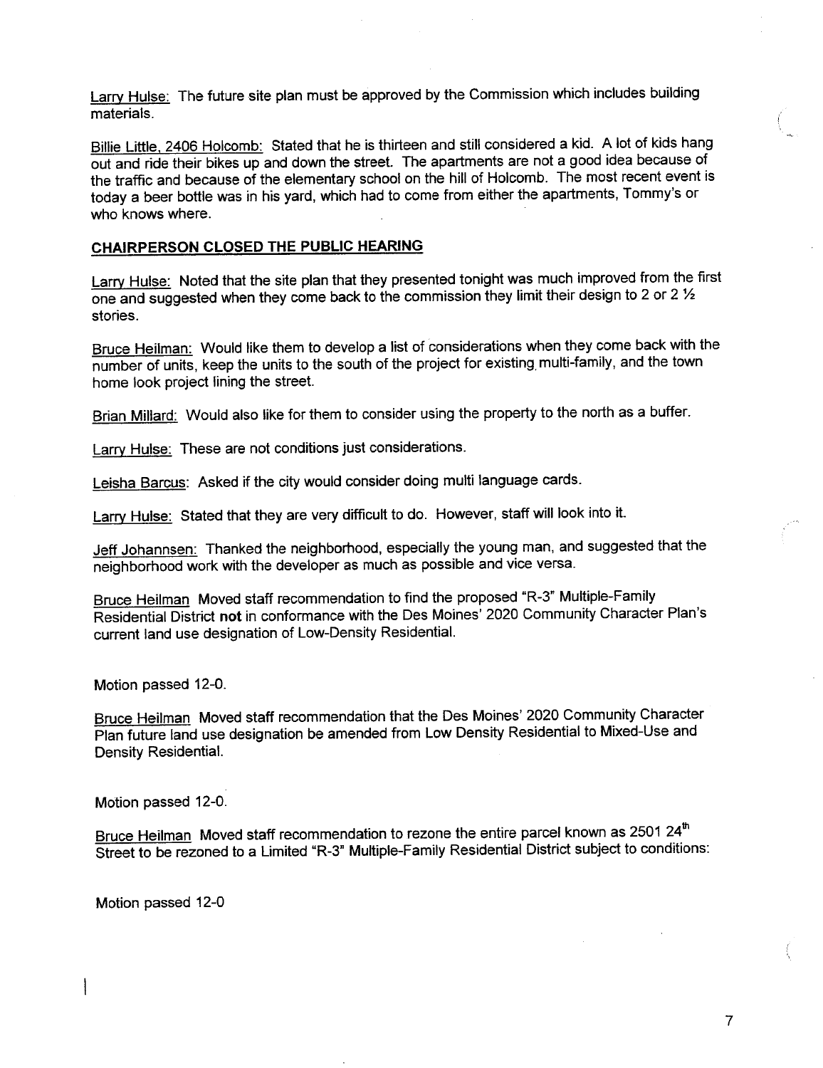Larry Hulse: The future site plan must be approved by the Commission which includes building materials.

Billie Little, 2406 Holcomb: Stated that he is thirteen and still considered a kid. A lot of kids hang out and ride their bikes up and down the street. The apartments are not a good idea because of the traffic and because of the elementary school on the hill of Holcomb. The most recent event is today a beer bottle was in his yard, which had to come from either the apartments, Tommy's or who knows where.

**CHAIRPERSON CLOSED THE PUBLIC HEARING**

Larry Hulse: Noted that the site plan that they presented tonight was much improved from the first one and suggested when they come back to the commission they limit their design to 2 or 2 ½ stories.

Bruce Heilman: Would like them to develop a list of considerations when they come back with the number of units, keep the units to the south of the project for existing multi-family, and the town home look project lining the street.

Brian Millard: Would also like for them to consider using the property to the north as a buffer.

Larry Hulse: These are not conditions just considerations.

Leisha Barcus: Asked if the city would consider doing multi language cards.

Larry Hulse: Stated that they are very difficult to do. However, staff will look into it.

Jeff Johannsen: Thanked the neighborhood, especially the young man, and suggested that the neighborhood work with the developer as much as possible and vice versa.

Bruce Heilman Moved staff recommendation to find the proposed "R-3" Multiple-Family Residential District **not** in conformance with the Des Moines' 2020 Community Character Plan's current land use designation of Low-Density Residential.

Motion passed 12-0.

Bruce Heilman Moved staff recommendation that the Des Moines' 2020 Community Character Plan future land use designation be amended from Low Density Residential to Mixed-Use and Density Residential.

Motion passed 12-0.

Bruce Heilman Moved staff recommendation to rezone the entire parcel known as 2501 24th Street to be rezoned to a Limited "R-3" Multiple-Family Residential District subject to conditions:

Motion passed 12-0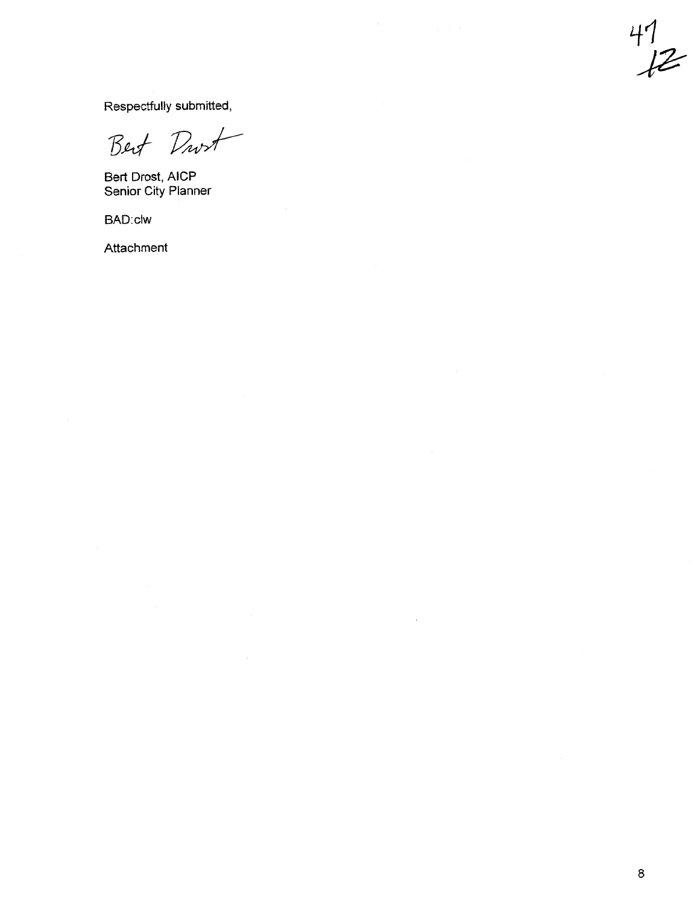Respectfully submitted,

Bert Drost

Bert Drost, AICP
Senior City Planner

BAD:clw

Attachment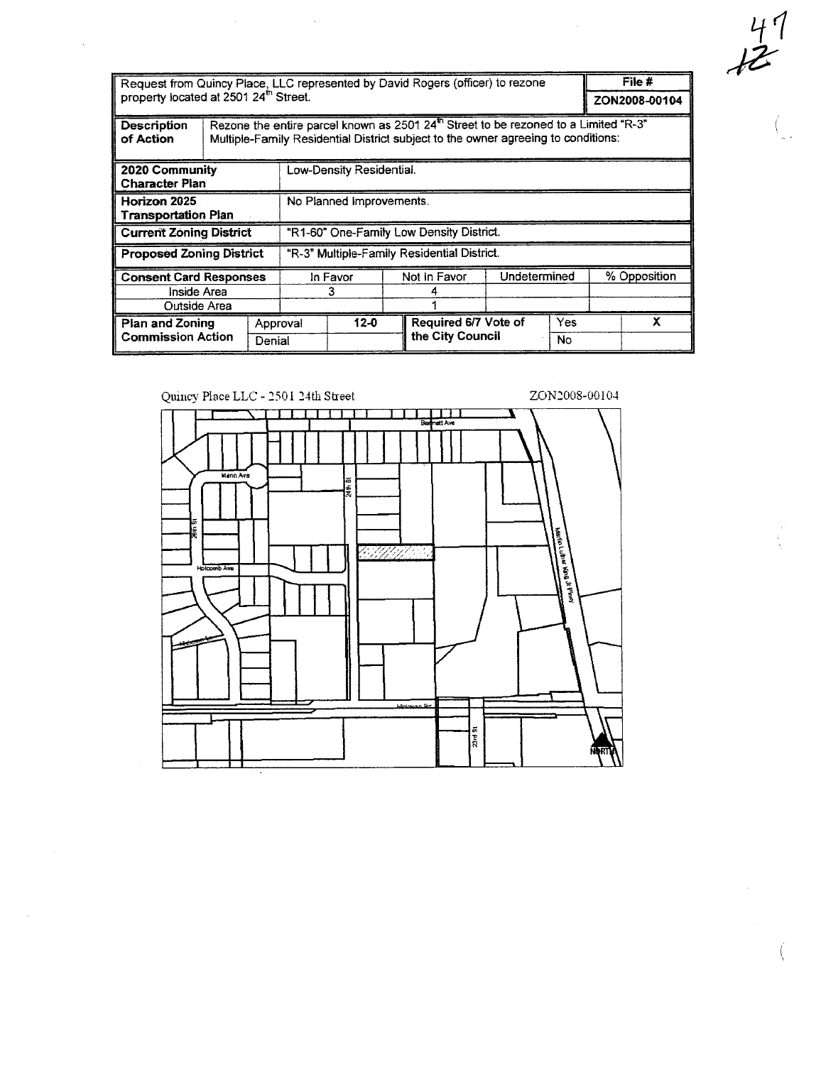47
12

| Request from Quincy Place, LLC represented by David Rogers (officer) to rezone property located at 2501 24th Street. | | | | | | | File # |
|---|---|---|---|---|---|---|---|
| | | | | | | | ZON2008-00104 |
| **Description of Action** | Rezone the entire parcel known as 2501 24th Street to be rezoned to a Limited "R-3" Multiple-Family Residential District subject to the owner agreeing to conditions: | | | | | | |
| **2020 Community Character Plan** | Low-Density Residential. | | | | | | |
| **Horizon 2025 Transportation Plan** | No Planned Improvements. | | | | | | |
| **Current Zoning District** | "R1-60" One-Family Low Density District. | | | | | | |
| **Proposed Zoning District** | "R-3" Multiple-Family Residential District. | | | | | | |
| **Consent Card Responses** | | In Favor | Not In Favor | Undetermined | | % Opposition | |
| Inside Area | | 3 | 4 | | | | |
| Outside Area | | | 1 | | | | |
| **Plan and Zoning Commission Action** | Approval | 12-0 | **Required 6/7 Vote of the City Council** | | Yes | | X |
| | Denial | | | | No | | |

Quincy Place LLC - 2501 24th Street

ZON2008-00104

Bennett Ave

Mann Ave

24th St

26th St

Holcomb Ave

Martin Luther King Jr Pkwy

Hickman Rd

23rd St

NORTH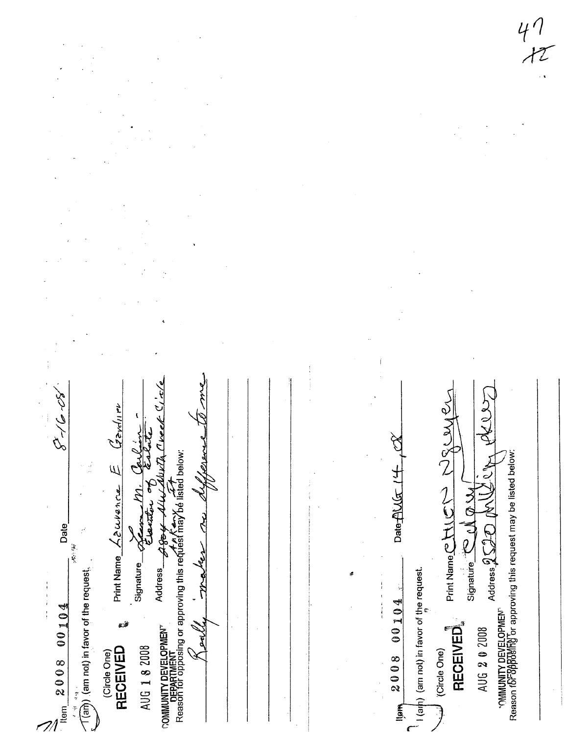Item 2008 00104 Date 8-16-08

I (am) (am not) in favor of the request.

(Circle One)

RECEIVED

AUG 18 2008

COMMUNITY DEVELOPMENT DEPARTMENT

Print Name Lawrence E Gardner

Signature Leora M. Carlson - Executor of Estate

Address 2804 NW North Creek Circle Ankeny IA

Reason for opposing or approving this request may be listed below:

Really makes no difference to me

---

Item 2008 00104 Date AUG 14, 08

I (am) (am not) in favor of the request.

(Circle One)

RECEIVED

AUG 20 2008

COMMUNITY DEVELOPMENT DEPARTMENT

Print Name CHIEN NGUYEN

Signature [signature]

Address 2520 NW ... Pkwy

Reason for opposing or approving this request may be listed below: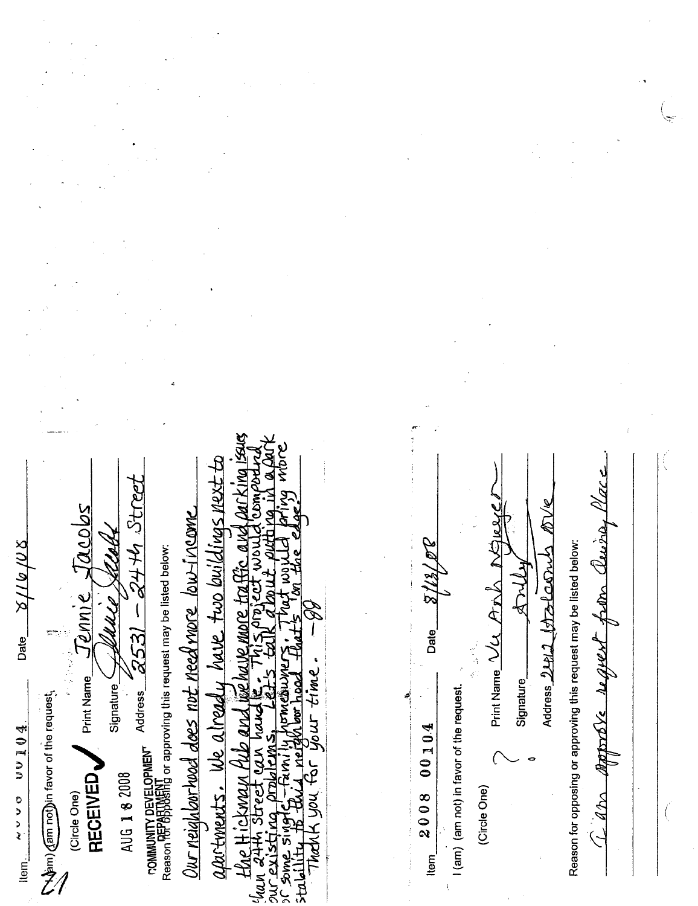Item 2008 00104 Date 8/16/08

I (am) (am not) in favor of the request.

(Circle One)

**RECEIVED**

AUG 18 2008

COMMUNITY DEVELOPMENT DEPARTMENT

Print Name Jennie Jacobs

Signature Jennie Jacobs

Address 2531 - 24th Street

Reason for opposing or approving this request may be listed below:

Our neighborhood does not need more low-income apartments. We already have two buildings next to the Hickman Pub and we have more traffic and parking issues than 24th Street can handle. This project would compound our existing problems. Let's talk about putting in a park or some single-family homeowners. That would bring more stability to this neighborhood that's "on the edge."

Thank you for your time. - JJ

---

Item 2008 00104 Date 8/13/08

I (am) (am not) in favor of the request.

(Circle One)

Print Name Vu Anh Nguyen

Signature

Address 2412 Lakeshore Drive

Reason for opposing or approving this request may be listed below:

I am approve request from Quiring Place.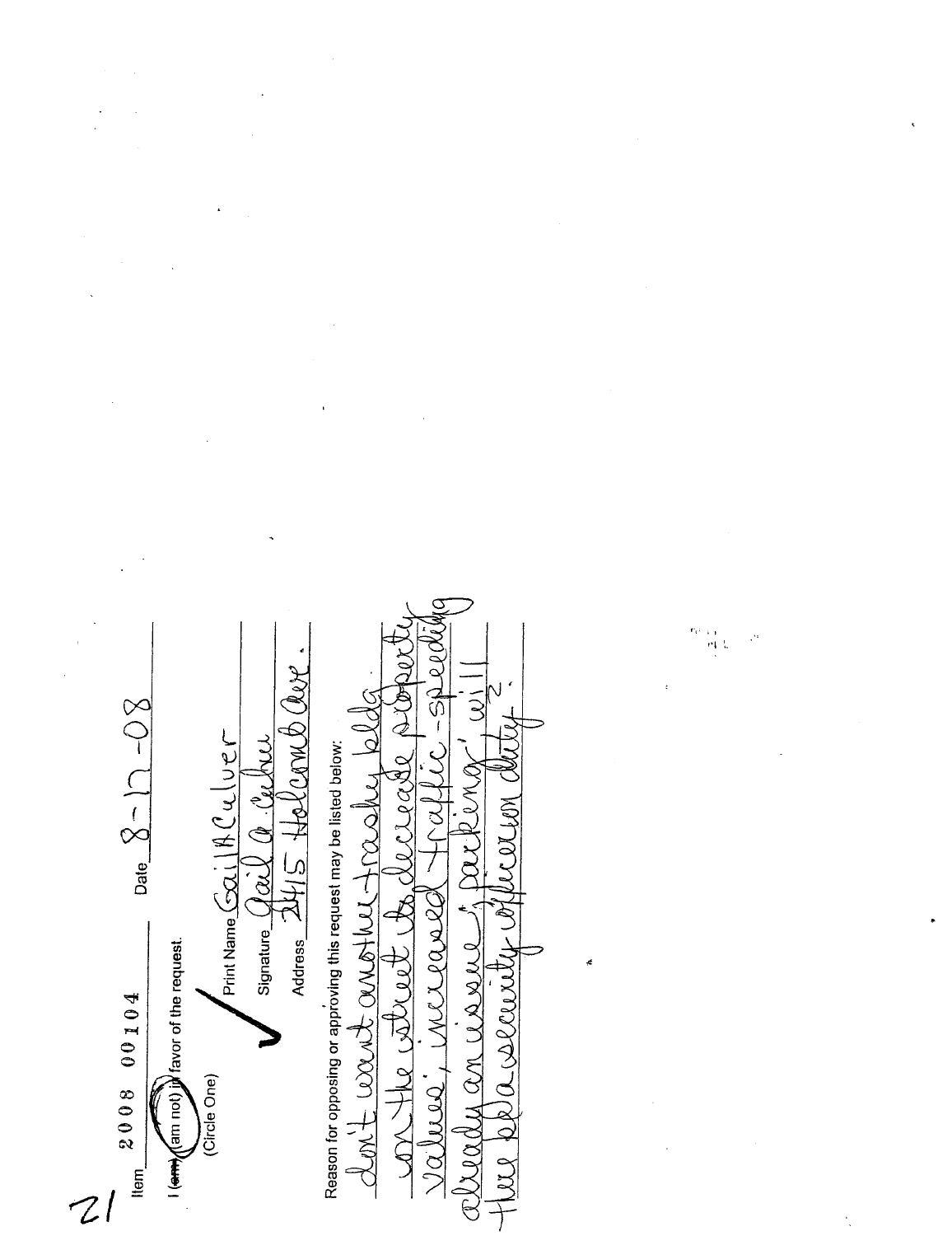21

Item 2008 00104 Date 8-12-08

I ~~(am)~~ (am not) in favor of the request.

(Circle One)

Print Name Gail A Culver

Signature Gail A. Culver

Address 2415 Holcomb Ave.

Reason for opposing or approving this request may be listed below:

don't want another trashy bldg on the street to decrease property values, increased traffic - speeding already an issue, parking, will there be a security officer on duty?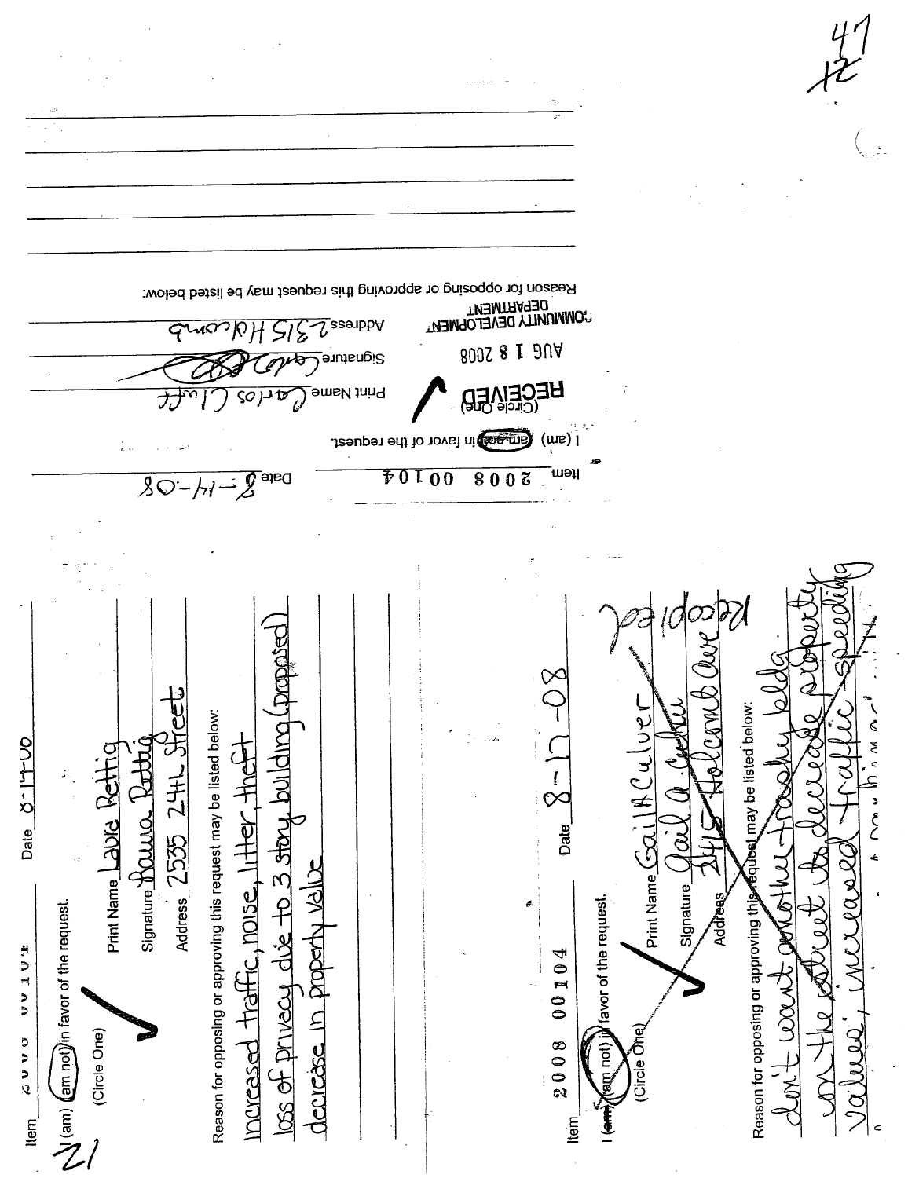Item 2008 00104 Date 8-14-08

I (am) (am not) in favor of the request.
(Circle One)

RECEIVED
AUG 18 2008
COMMUNITY DEVELOPMENT DEPARTMENT

Print Name Carlos Cluff
Signature
Address 2315 Holcomb

Reason for opposing or approving this request may be listed below:

---

Item 2008 00104 Date 8-14-08

I (am) (am not) in favor of the request.
(Circle One)

Print Name Laura Rettig
Signature Laura Rettig
Address 2535 24th Street

Reason for opposing or approving this request may be listed below:

Increased traffic, noise, litter, theft, loss of privacy due to 3 story building (proposed), decrease in property value

---

Item 2008 00104 Date 8-17-08

I (am) (am not) in favor of the request.
(Circle One)

Print Name Gail A Culver
Signature Gail A. Culver
Address 2415 Holcomb Ave

Reason for opposing or approving this request may be listed below:

don't want another trashy bldg on the street to decrease property values, increased traffic, speeding

Recopied

21

47
12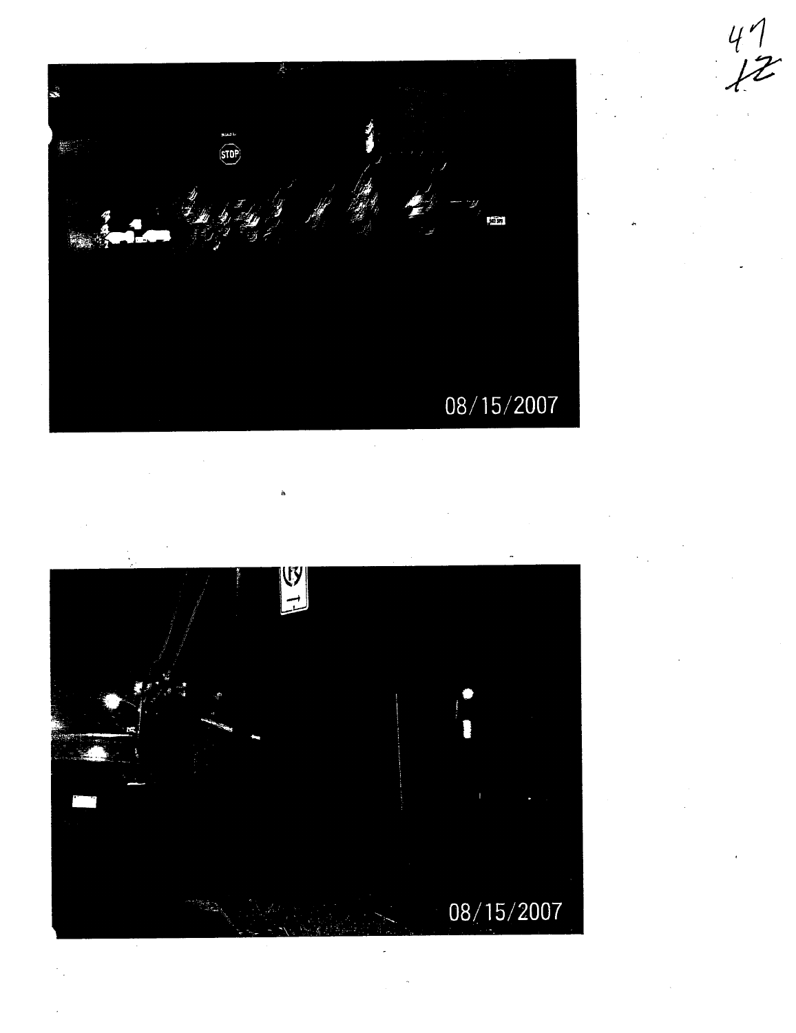47
12

08/15/2007

08/15/2007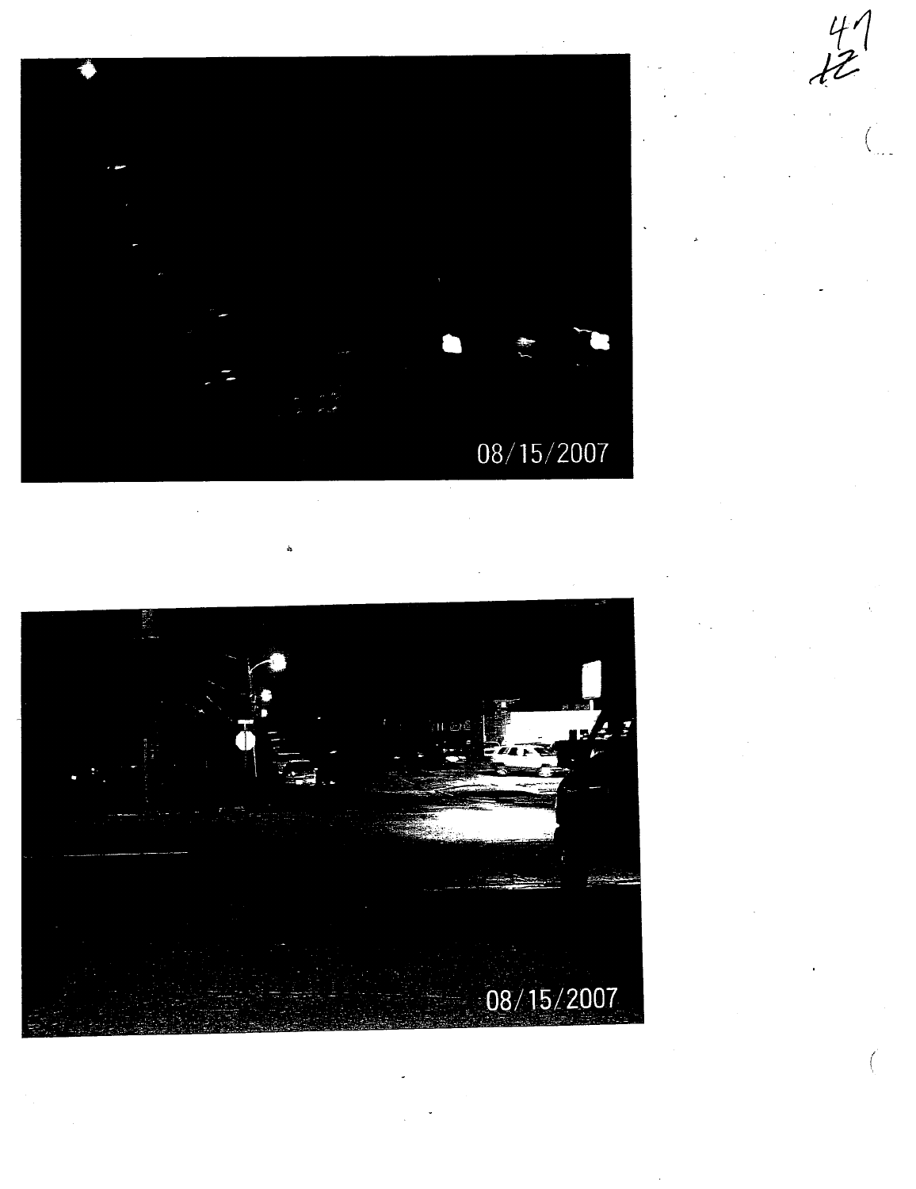47
12

08/15/2007

08/15/2007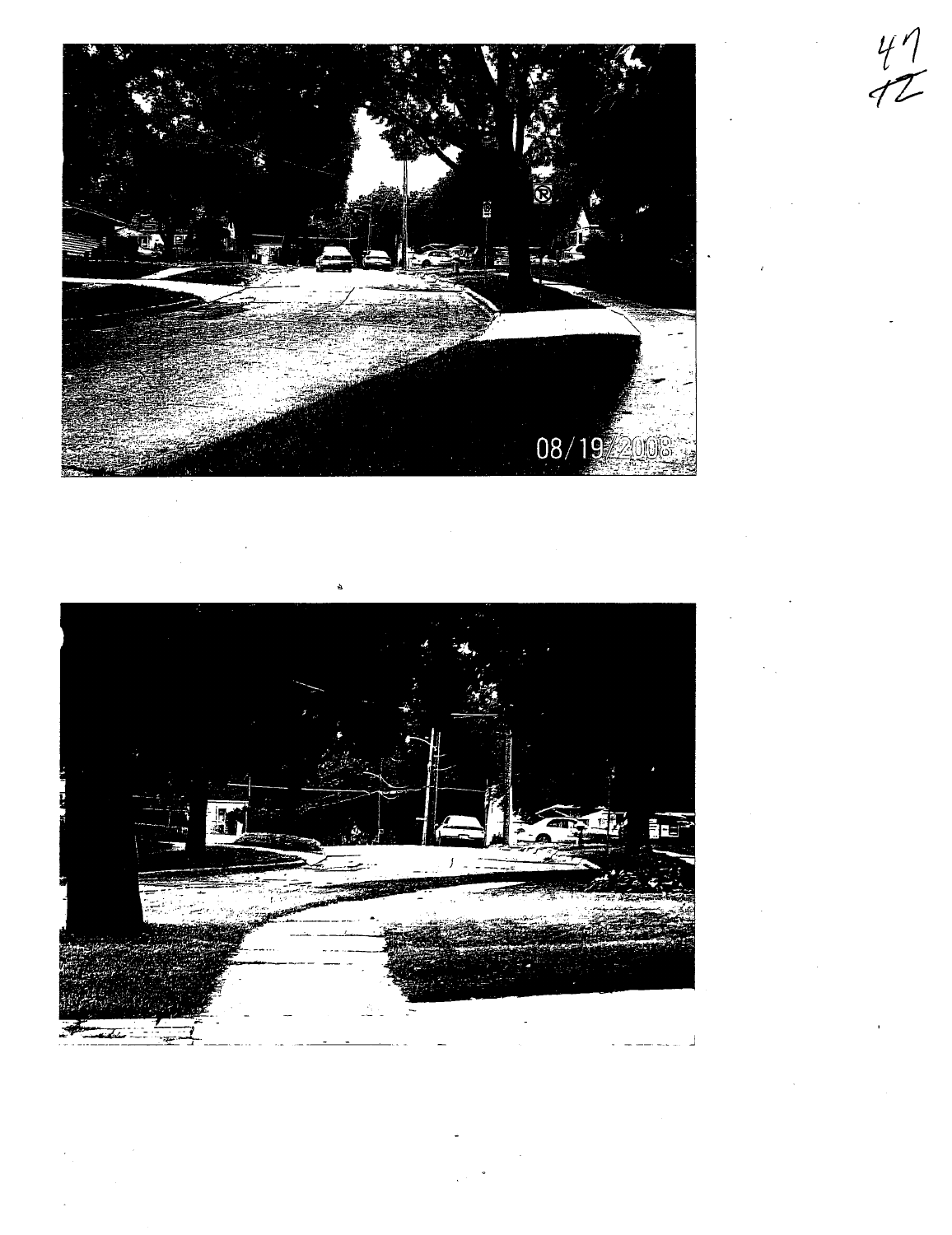47
12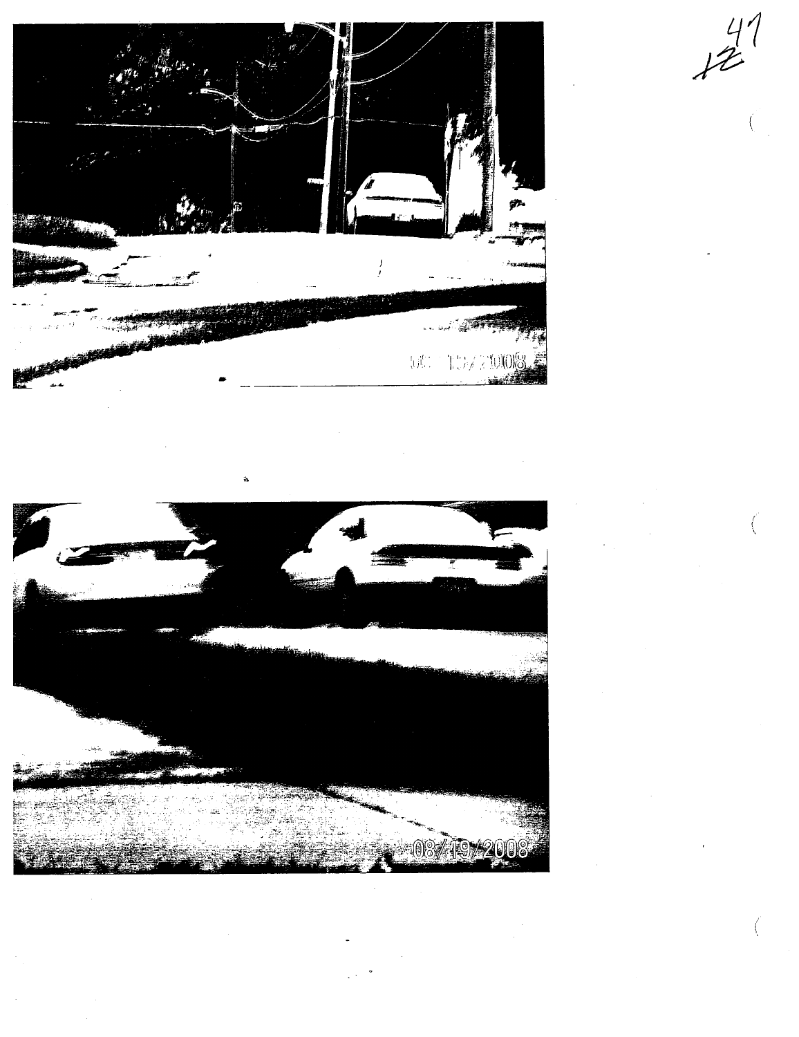47
12

08/19/2008

08/19/2008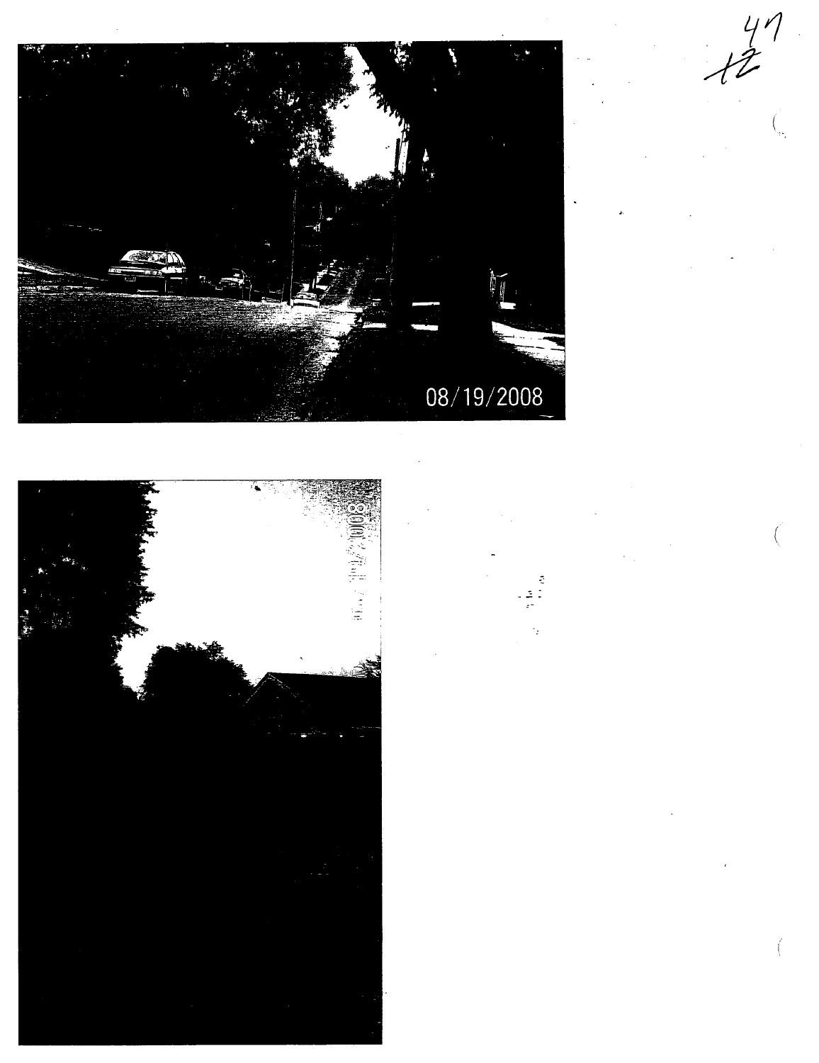47
12

08/19/2008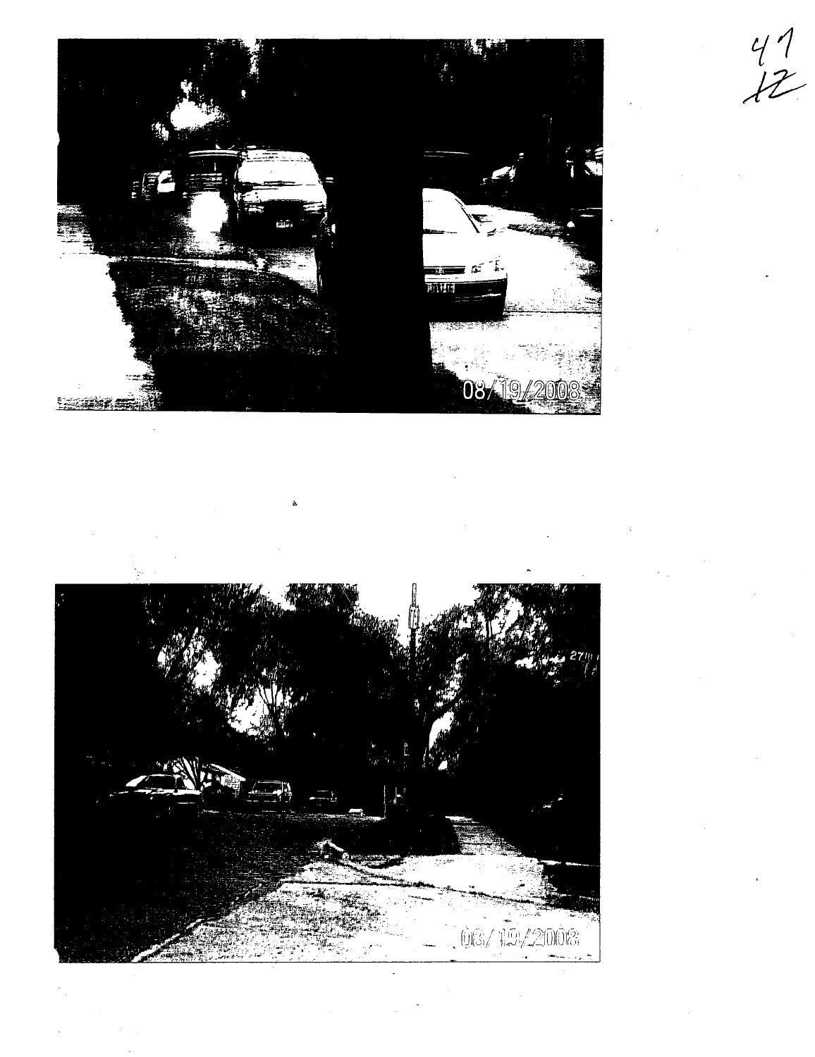08/19/2008

08/19/2008